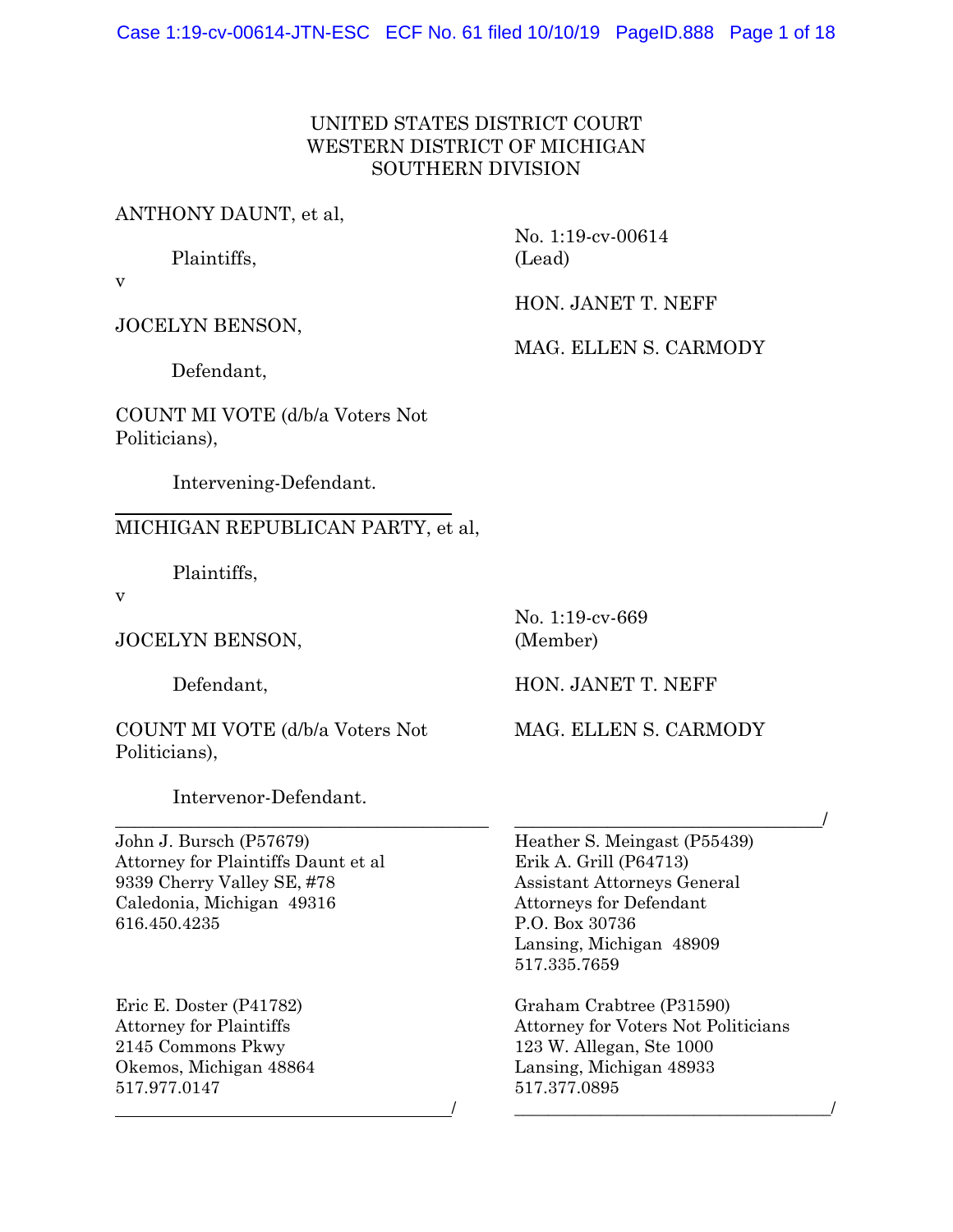UNITED STATES DISTRICT COURT
WESTERN DISTRICT OF MICHIGAN
SOUTHERN DIVISION

ANTHONY DAUNT, et al,

Plaintiffs,

v

JOCELYN BENSON,

Defendant,

COUNT MI VOTE (d/b/a Voters Not Politicians),

Intervening-Defendant.

No. 1:19-cv-00614 (Lead)

HON. JANET T. NEFF

MAG. ELLEN S. CARMODY

---

MICHIGAN REPUBLICAN PARTY, et al,

Plaintiffs,

v

JOCELYN BENSON,

Defendant,

COUNT MI VOTE (d/b/a Voters Not Politicians),

Intervenor-Defendant.

No. 1:19-cv-669 (Member)

HON. JANET T. NEFF

MAG. ELLEN S. CARMODY

---

John J. Bursch (P57679)
Attorney for Plaintiffs Daunt et al
9339 Cherry Valley SE, #78
Caledonia, Michigan 49316
616.450.4235

Eric E. Doster (P41782)
Attorney for Plaintiffs
2145 Commons Pkwy
Okemos, Michigan 48864
517.977.0147

Heather S. Meingast (P55439)
Erik A. Grill (P64713)
Assistant Attorneys General
Attorneys for Defendant
P.O. Box 30736
Lansing, Michigan 48909
517.335.7659

Graham Crabtree (P31590)
Attorney for Voters Not Politicians
123 W. Allegan, Ste 1000
Lansing, Michigan 48933
517.377.0895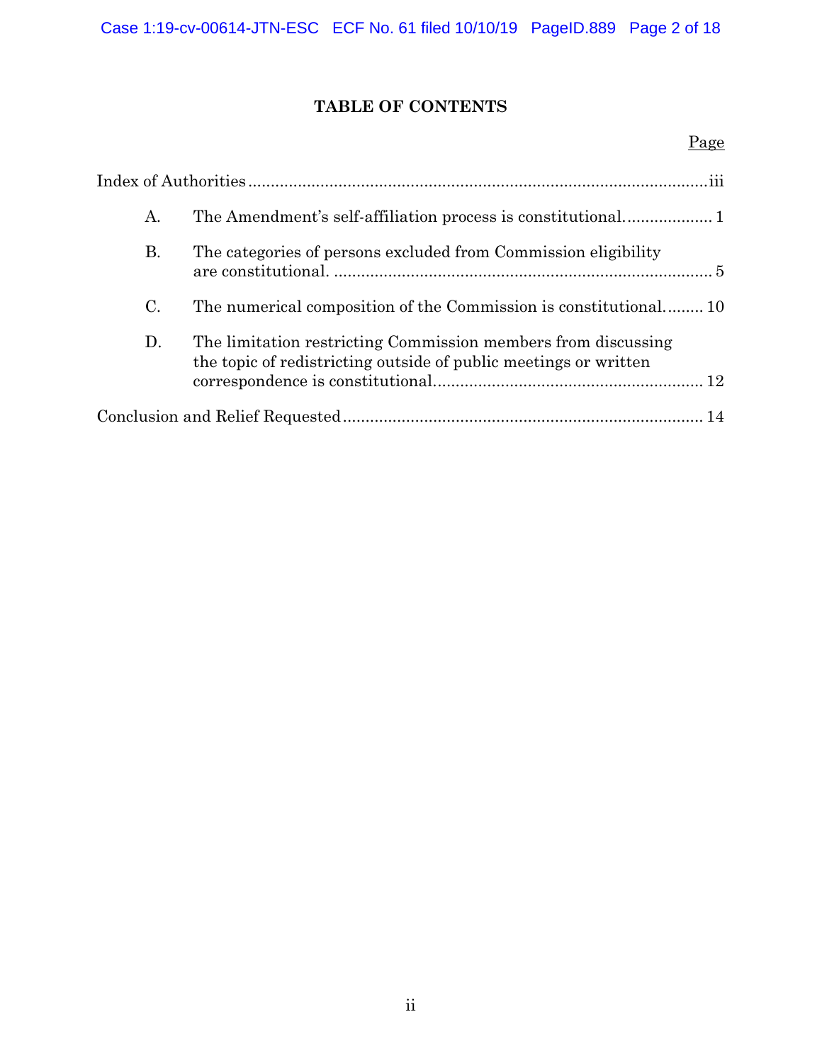## TABLE OF CONTENTS

| | | Page |
|---|---|---|
| Index of Authorities | | iii |
| A. | The Amendment's self-affiliation process is constitutional. | 1 |
| B. | The categories of persons excluded from Commission eligibility are constitutional. | 5 |
| C. | The numerical composition of the Commission is constitutional. | 10 |
| D. | The limitation restricting Commission members from discussing the topic of redistricting outside of public meetings or written correspondence is constitutional. | 12 |
| Conclusion and Relief Requested | | 14 |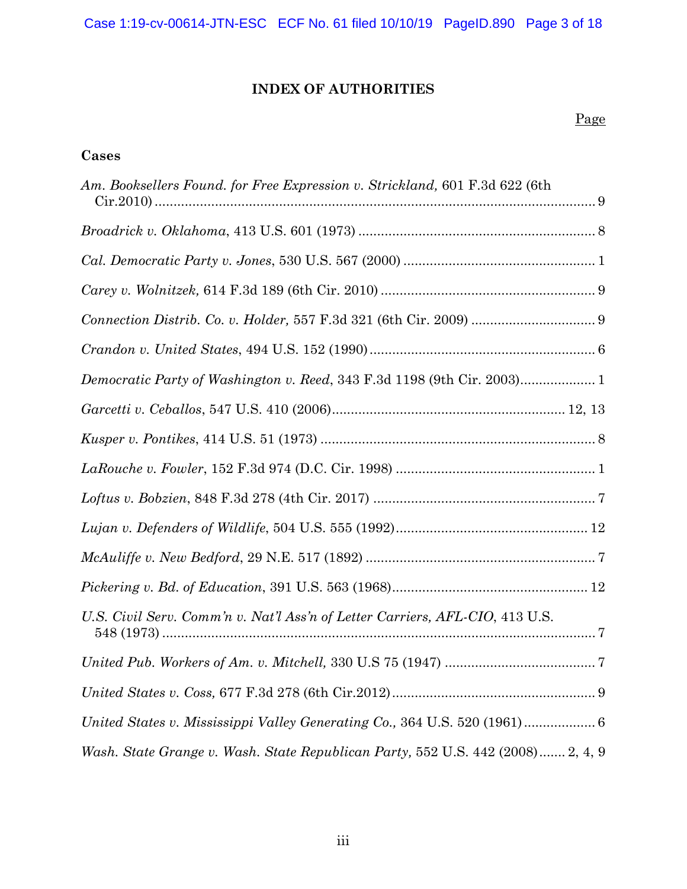# INDEX OF AUTHORITIES

Page

### Cases

*Am. Booksellers Found. for Free Expression v. Strickland,* 601 F.3d 622 (6th Cir.2010) ........ 9

*Broadrick v. Oklahoma*, 413 U.S. 601 (1973) ........ 8

*Cal. Democratic Party v. Jones*, 530 U.S. 567 (2000) ........ 1

*Carey v. Wolnitzek,* 614 F.3d 189 (6th Cir. 2010) ........ 9

*Connection Distrib. Co. v. Holder,* 557 F.3d 321 (6th Cir. 2009) ........ 9

*Crandon v. United States*, 494 U.S. 152 (1990) ........ 6

*Democratic Party of Washington v. Reed*, 343 F.3d 1198 (9th Cir. 2003) ........ 1

*Garcetti v. Ceballos*, 547 U.S. 410 (2006) ........ 12, 13

*Kusper v. Pontikes*, 414 U.S. 51 (1973) ........ 8

*LaRouche v. Fowler*, 152 F.3d 974 (D.C. Cir. 1998) ........ 1

*Loftus v. Bobzien*, 848 F.3d 278 (4th Cir. 2017) ........ 7

*Lujan v. Defenders of Wildlife*, 504 U.S. 555 (1992) ........ 12

*McAuliffe v. New Bedford*, 29 N.E. 517 (1892) ........ 7

*Pickering v. Bd. of Education*, 391 U.S. 563 (1968) ........ 12

*U.S. Civil Serv. Comm'n v. Nat'l Ass'n of Letter Carriers, AFL-CIO*, 413 U.S. 548 (1973) ........ 7

*United Pub. Workers of Am. v. Mitchell,* 330 U.S 75 (1947) ........ 7

*United States v. Coss,* 677 F.3d 278 (6th Cir.2012) ........ 9

*United States v. Mississippi Valley Generating Co.,* 364 U.S. 520 (1961) ........ 6

*Wash. State Grange v. Wash. State Republican Party,* 552 U.S. 442 (2008) ........ 2, 4, 9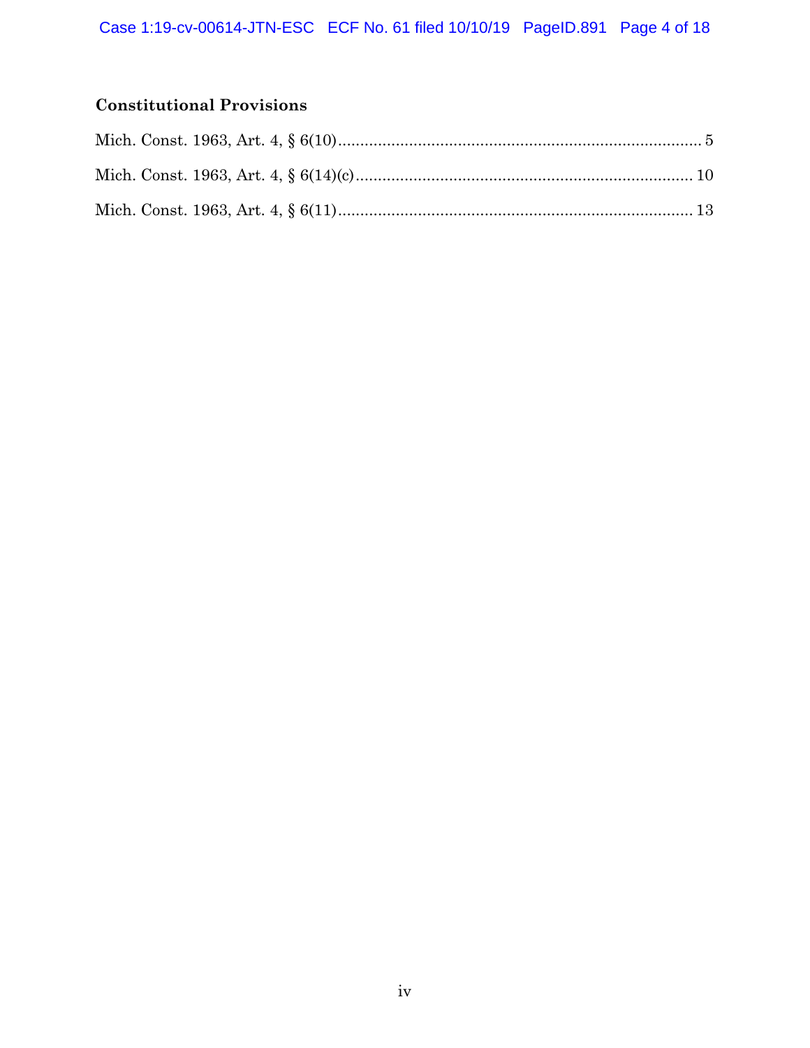**Constitutional Provisions**

Mich. Const. 1963, Art. 4, § 6(10) .................................................................................. 5

Mich. Const. 1963, Art. 4, § 6(14)(c) ........................................................................... 10

Mich. Const. 1963, Art. 4, § 6(11) ................................................................................ 13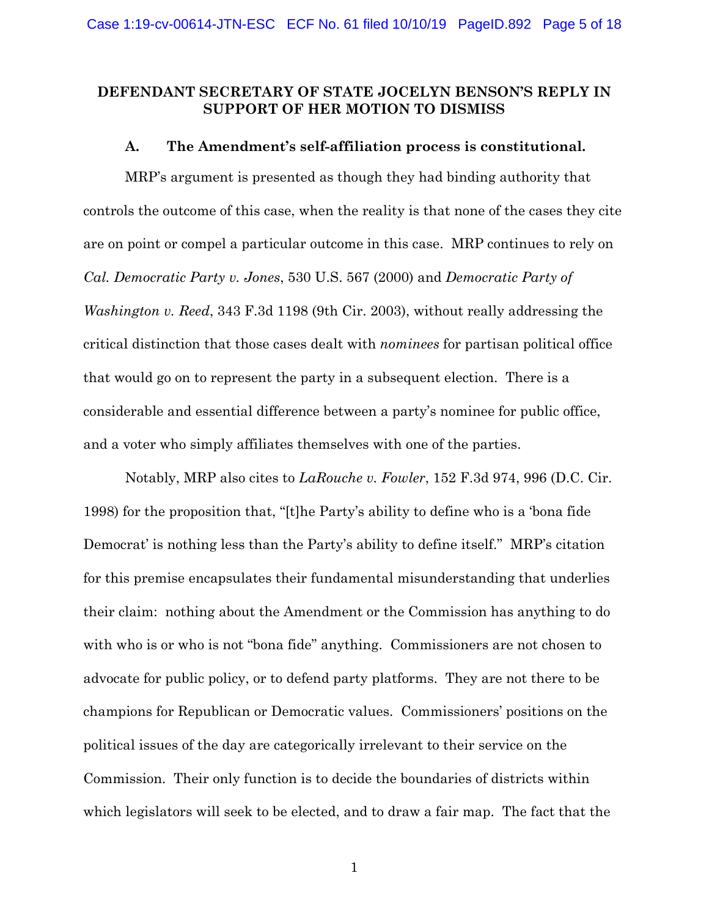**DEFENDANT SECRETARY OF STATE JOCELYN BENSON'S REPLY IN SUPPORT OF HER MOTION TO DISMISS**

**A. The Amendment's self-affiliation process is constitutional.**

MRP's argument is presented as though they had binding authority that controls the outcome of this case, when the reality is that none of the cases they cite are on point or compel a particular outcome in this case. MRP continues to rely on *Cal. Democratic Party v. Jones*, 530 U.S. 567 (2000) and *Democratic Party of Washington v. Reed*, 343 F.3d 1198 (9th Cir. 2003), without really addressing the critical distinction that those cases dealt with *nominees* for partisan political office that would go on to represent the party in a subsequent election. There is a considerable and essential difference between a party's nominee for public office, and a voter who simply affiliates themselves with one of the parties.

Notably, MRP also cites to *LaRouche v. Fowler*, 152 F.3d 974, 996 (D.C. Cir. 1998) for the proposition that, "[t]he Party's ability to define who is a 'bona fide Democrat' is nothing less than the Party's ability to define itself." MRP's citation for this premise encapsulates their fundamental misunderstanding that underlies their claim: nothing about the Amendment or the Commission has anything to do with who is or who is not "bona fide" anything. Commissioners are not chosen to advocate for public policy, or to defend party platforms. They are not there to be champions for Republican or Democratic values. Commissioners' positions on the political issues of the day are categorically irrelevant to their service on the Commission. Their only function is to decide the boundaries of districts within which legislators will seek to be elected, and to draw a fair map. The fact that the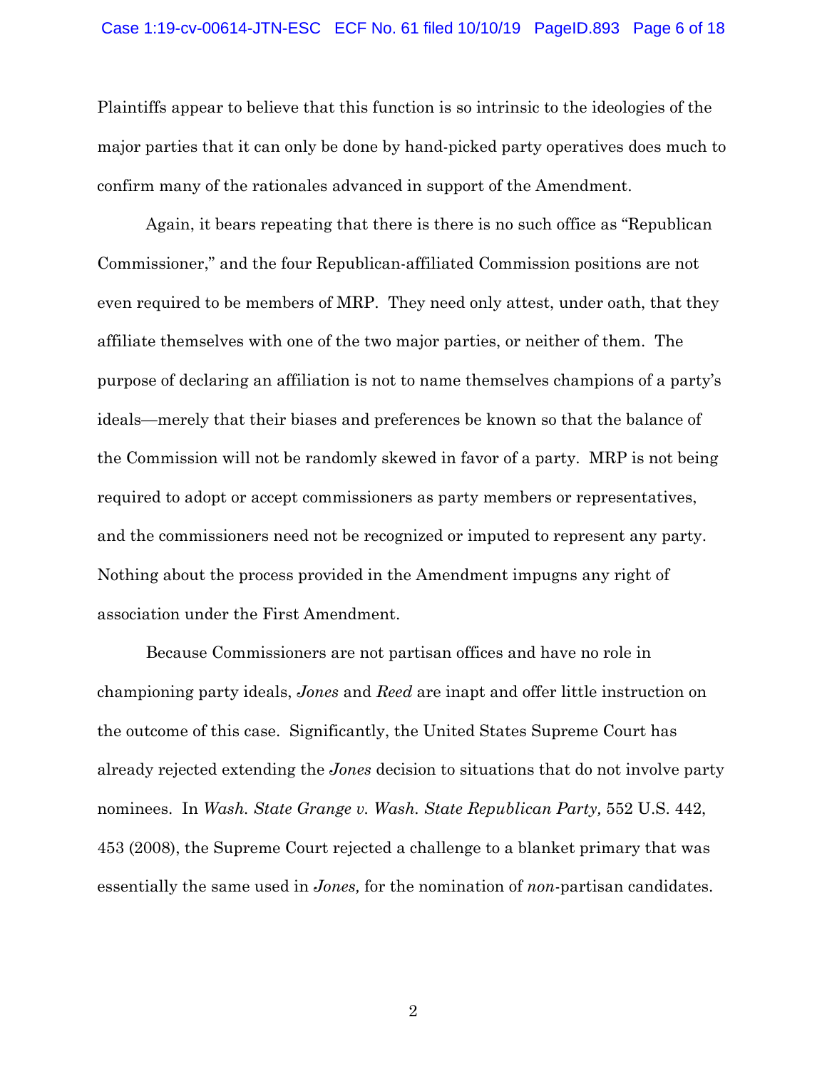Plaintiffs appear to believe that this function is so intrinsic to the ideologies of the major parties that it can only be done by hand-picked party operatives does much to confirm many of the rationales advanced in support of the Amendment.

Again, it bears repeating that there is there is no such office as "Republican Commissioner," and the four Republican-affiliated Commission positions are not even required to be members of MRP. They need only attest, under oath, that they affiliate themselves with one of the two major parties, or neither of them. The purpose of declaring an affiliation is not to name themselves champions of a party's ideals—merely that their biases and preferences be known so that the balance of the Commission will not be randomly skewed in favor of a party. MRP is not being required to adopt or accept commissioners as party members or representatives, and the commissioners need not be recognized or imputed to represent any party. Nothing about the process provided in the Amendment impugns any right of association under the First Amendment.

Because Commissioners are not partisan offices and have no role in championing party ideals, *Jones* and *Reed* are inapt and offer little instruction on the outcome of this case. Significantly, the United States Supreme Court has already rejected extending the *Jones* decision to situations that do not involve party nominees. In *Wash. State Grange v. Wash. State Republican Party,* 552 U.S. 442, 453 (2008), the Supreme Court rejected a challenge to a blanket primary that was essentially the same used in *Jones,* for the nomination of *non*-partisan candidates.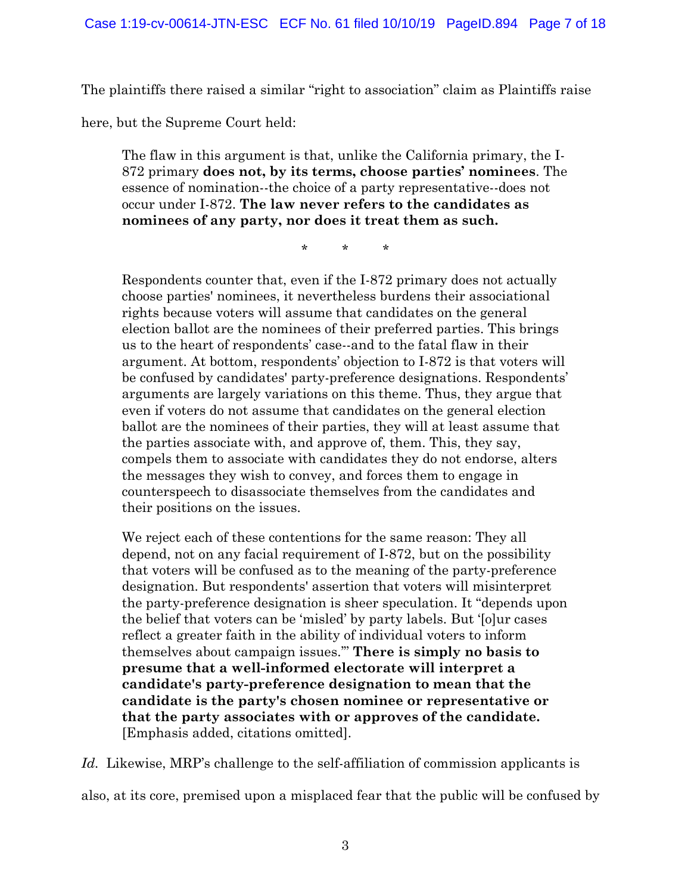The plaintiffs there raised a similar "right to association" claim as Plaintiffs raise here, but the Supreme Court held:

> The flaw in this argument is that, unlike the California primary, the I-872 primary **does not, by its terms, choose parties' nominees**. The essence of nomination--the choice of a party representative--does not occur under I-872. **The law never refers to the candidates as nominees of any party, nor does it treat them as such.**
>
> \* \* \*
>
> Respondents counter that, even if the I-872 primary does not actually choose parties' nominees, it nevertheless burdens their associational rights because voters will assume that candidates on the general election ballot are the nominees of their preferred parties. This brings us to the heart of respondents' case--and to the fatal flaw in their argument. At bottom, respondents' objection to I-872 is that voters will be confused by candidates' party-preference designations. Respondents' arguments are largely variations on this theme. Thus, they argue that even if voters do not assume that candidates on the general election ballot are the nominees of their parties, they will at least assume that the parties associate with, and approve of, them. This, they say, compels them to associate with candidates they do not endorse, alters the messages they wish to convey, and forces them to engage in counterspeech to disassociate themselves from the candidates and their positions on the issues.
>
> We reject each of these contentions for the same reason: They all depend, not on any facial requirement of I-872, but on the possibility that voters will be confused as to the meaning of the party-preference designation. But respondents' assertion that voters will misinterpret the party-preference designation is sheer speculation. It "depends upon the belief that voters can be 'misled' by party labels. But '[o]ur cases reflect a greater faith in the ability of individual voters to inform themselves about campaign issues.'" **There is simply no basis to presume that a well-informed electorate will interpret a candidate's party-preference designation to mean that the candidate is the party's chosen nominee or representative or that the party associates with or approves of the candidate.** [Emphasis added, citations omitted].

*Id.* Likewise, MRP's challenge to the self-affiliation of commission applicants is also, at its core, premised upon a misplaced fear that the public will be confused by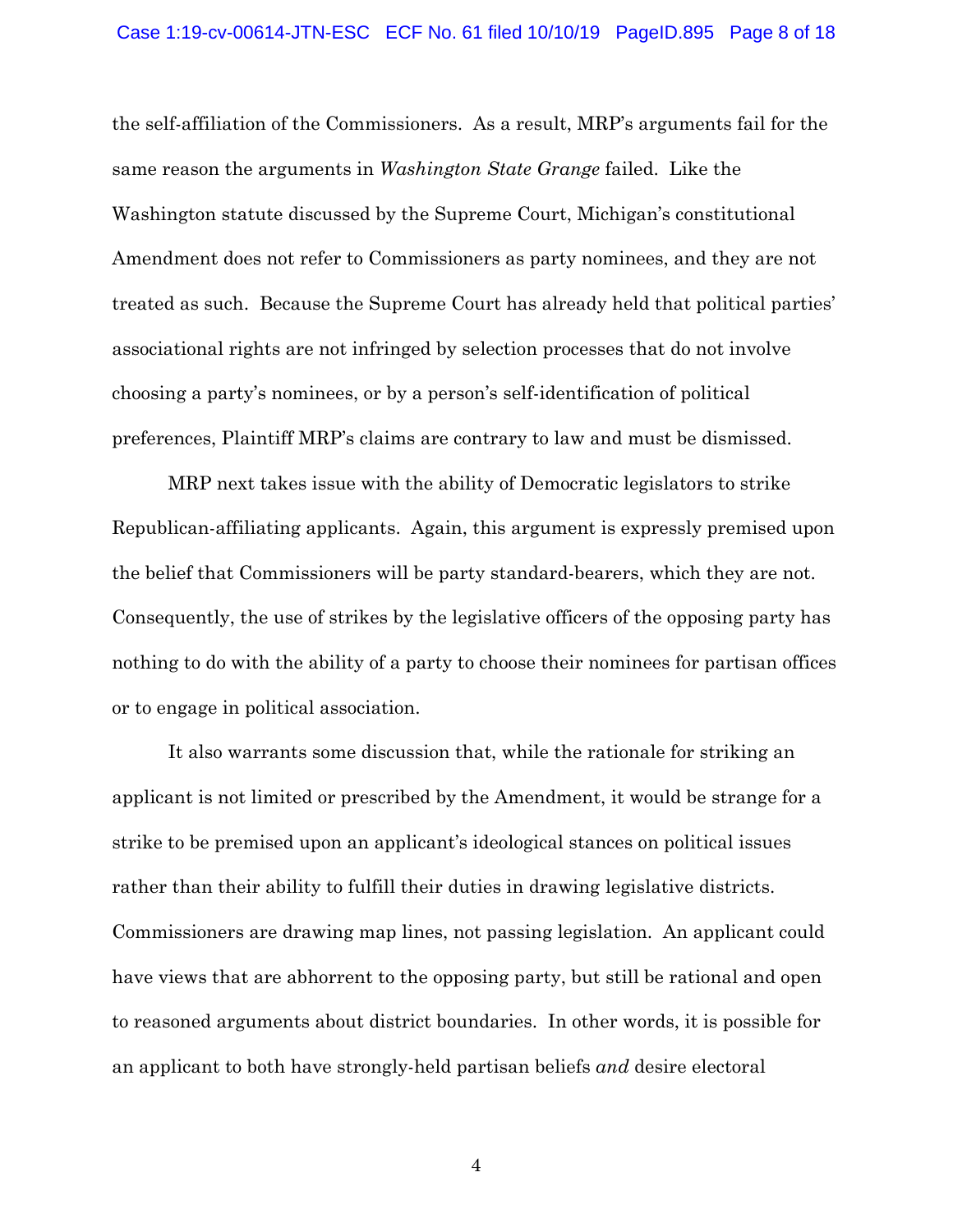the self-affiliation of the Commissioners. As a result, MRP's arguments fail for the same reason the arguments in *Washington State Grange* failed. Like the Washington statute discussed by the Supreme Court, Michigan's constitutional Amendment does not refer to Commissioners as party nominees, and they are not treated as such. Because the Supreme Court has already held that political parties' associational rights are not infringed by selection processes that do not involve choosing a party's nominees, or by a person's self-identification of political preferences, Plaintiff MRP's claims are contrary to law and must be dismissed.

MRP next takes issue with the ability of Democratic legislators to strike Republican-affiliating applicants. Again, this argument is expressly premised upon the belief that Commissioners will be party standard-bearers, which they are not. Consequently, the use of strikes by the legislative officers of the opposing party has nothing to do with the ability of a party to choose their nominees for partisan offices or to engage in political association.

It also warrants some discussion that, while the rationale for striking an applicant is not limited or prescribed by the Amendment, it would be strange for a strike to be premised upon an applicant's ideological stances on political issues rather than their ability to fulfill their duties in drawing legislative districts. Commissioners are drawing map lines, not passing legislation. An applicant could have views that are abhorrent to the opposing party, but still be rational and open to reasoned arguments about district boundaries. In other words, it is possible for an applicant to both have strongly-held partisan beliefs *and* desire electoral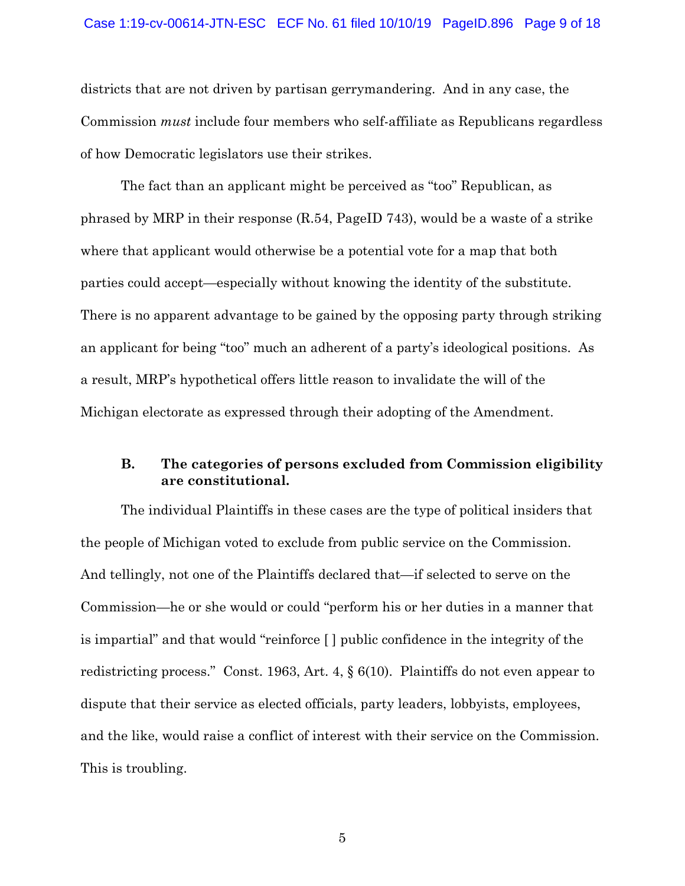districts that are not driven by partisan gerrymandering. And in any case, the Commission *must* include four members who self-affiliate as Republicans regardless of how Democratic legislators use their strikes.

The fact than an applicant might be perceived as "too" Republican, as phrased by MRP in their response (R.54, PageID 743), would be a waste of a strike where that applicant would otherwise be a potential vote for a map that both parties could accept—especially without knowing the identity of the substitute. There is no apparent advantage to be gained by the opposing party through striking an applicant for being "too" much an adherent of a party's ideological positions. As a result, MRP's hypothetical offers little reason to invalidate the will of the Michigan electorate as expressed through their adopting of the Amendment.

### B. The categories of persons excluded from Commission eligibility are constitutional.

The individual Plaintiffs in these cases are the type of political insiders that the people of Michigan voted to exclude from public service on the Commission. And tellingly, not one of the Plaintiffs declared that—if selected to serve on the Commission—he or she would or could "perform his or her duties in a manner that is impartial" and that would "reinforce [ ] public confidence in the integrity of the redistricting process." Const. 1963, Art. 4, § 6(10). Plaintiffs do not even appear to dispute that their service as elected officials, party leaders, lobbyists, employees, and the like, would raise a conflict of interest with their service on the Commission. This is troubling.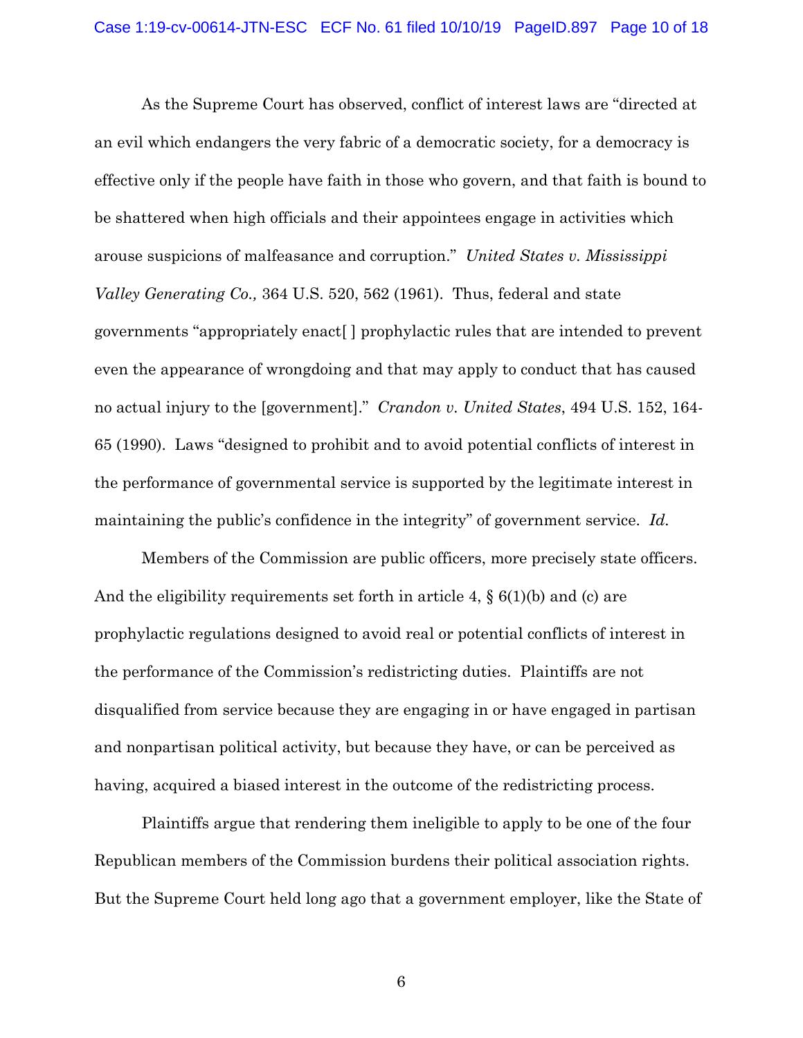As the Supreme Court has observed, conflict of interest laws are "directed at an evil which endangers the very fabric of a democratic society, for a democracy is effective only if the people have faith in those who govern, and that faith is bound to be shattered when high officials and their appointees engage in activities which arouse suspicions of malfeasance and corruption." *United States v. Mississippi Valley Generating Co.,* 364 U.S. 520, 562 (1961). Thus, federal and state governments "appropriately enact[ ] prophylactic rules that are intended to prevent even the appearance of wrongdoing and that may apply to conduct that has caused no actual injury to the [government]." *Crandon v. United States*, 494 U.S. 152, 164-65 (1990). Laws "designed to prohibit and to avoid potential conflicts of interest in the performance of governmental service is supported by the legitimate interest in maintaining the public's confidence in the integrity" of government service. *Id.*

Members of the Commission are public officers, more precisely state officers. And the eligibility requirements set forth in article 4, § 6(1)(b) and (c) are prophylactic regulations designed to avoid real or potential conflicts of interest in the performance of the Commission's redistricting duties. Plaintiffs are not disqualified from service because they are engaging in or have engaged in partisan and nonpartisan political activity, but because they have, or can be perceived as having, acquired a biased interest in the outcome of the redistricting process.

Plaintiffs argue that rendering them ineligible to apply to be one of the four Republican members of the Commission burdens their political association rights. But the Supreme Court held long ago that a government employer, like the State of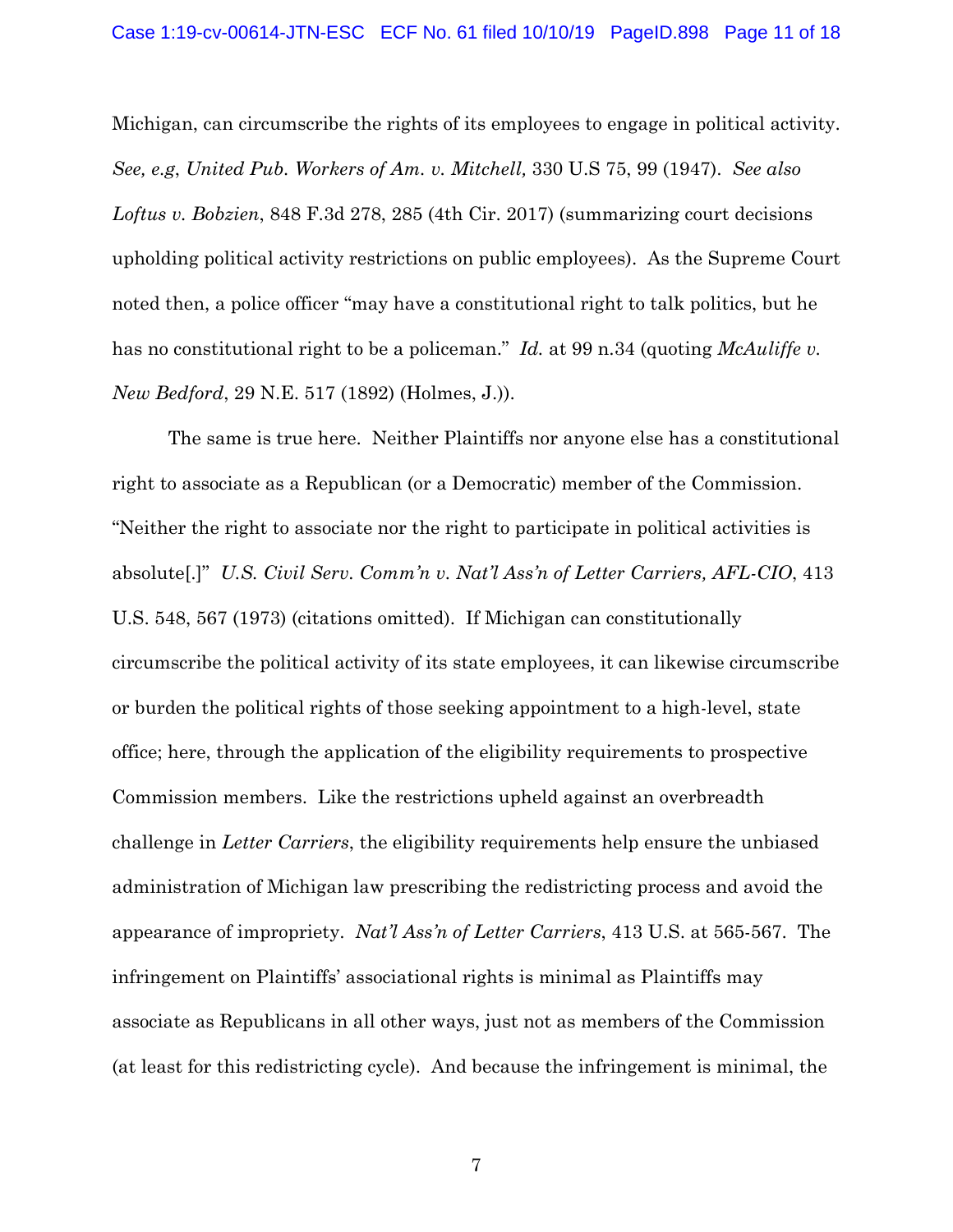Michigan, can circumscribe the rights of its employees to engage in political activity. *See, e.g*, *United Pub. Workers of Am. v. Mitchell,* 330 U.S 75, 99 (1947). *See also Loftus v. Bobzien*, 848 F.3d 278, 285 (4th Cir. 2017) (summarizing court decisions upholding political activity restrictions on public employees). As the Supreme Court noted then, a police officer "may have a constitutional right to talk politics, but he has no constitutional right to be a policeman." *Id.* at 99 n.34 (quoting *McAuliffe v. New Bedford*, 29 N.E. 517 (1892) (Holmes, J.)).

The same is true here. Neither Plaintiffs nor anyone else has a constitutional right to associate as a Republican (or a Democratic) member of the Commission. "Neither the right to associate nor the right to participate in political activities is absolute[.]" *U.S. Civil Serv. Comm'n v. Nat'l Ass'n of Letter Carriers, AFL-CIO*, 413 U.S. 548, 567 (1973) (citations omitted). If Michigan can constitutionally circumscribe the political activity of its state employees, it can likewise circumscribe or burden the political rights of those seeking appointment to a high-level, state office; here, through the application of the eligibility requirements to prospective Commission members. Like the restrictions upheld against an overbreadth challenge in *Letter Carriers*, the eligibility requirements help ensure the unbiased administration of Michigan law prescribing the redistricting process and avoid the appearance of impropriety. *Nat'l Ass'n of Letter Carriers*, 413 U.S. at 565-567. The infringement on Plaintiffs' associational rights is minimal as Plaintiffs may associate as Republicans in all other ways, just not as members of the Commission (at least for this redistricting cycle). And because the infringement is minimal, the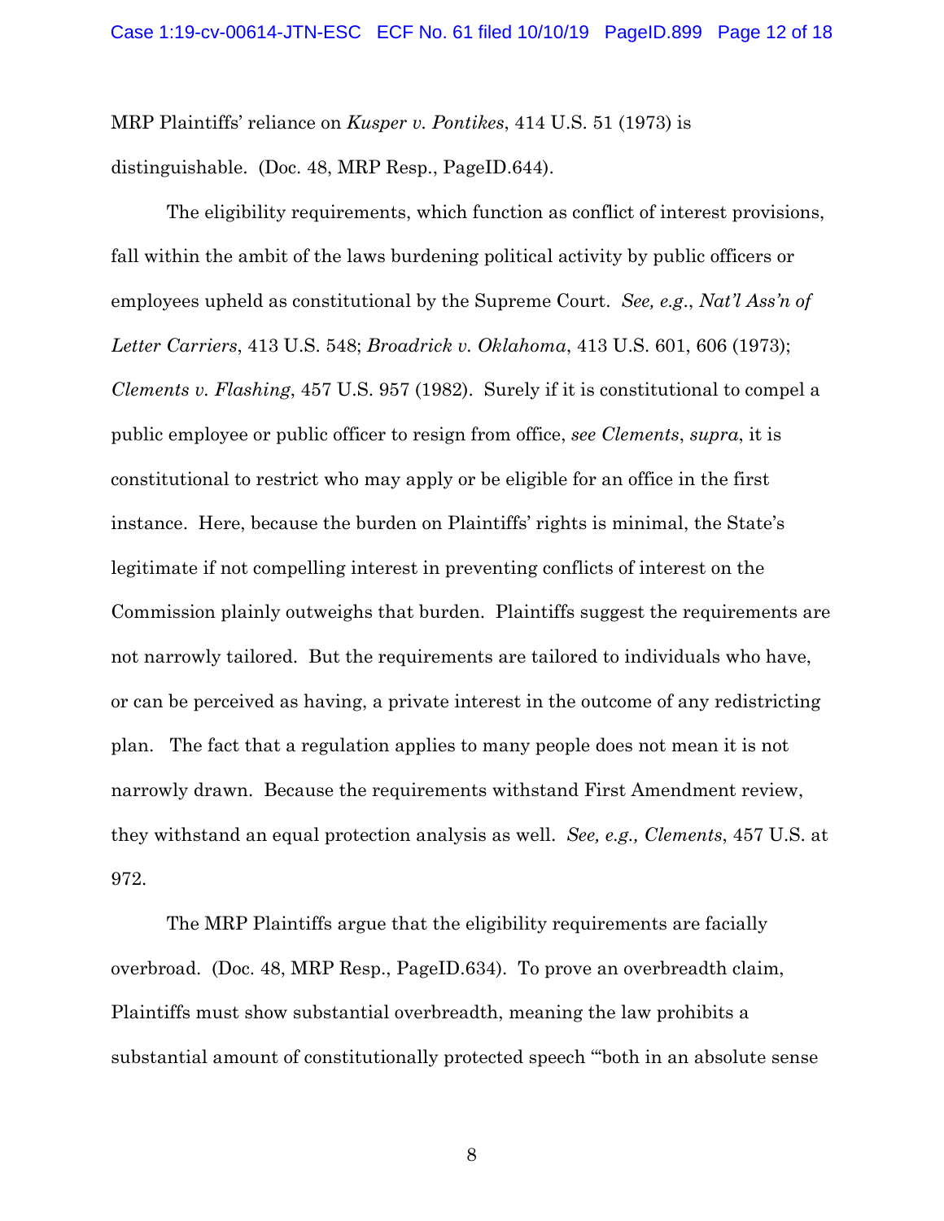MRP Plaintiffs' reliance on *Kusper v. Pontikes*, 414 U.S. 51 (1973) is distinguishable. (Doc. 48, MRP Resp., PageID.644).

The eligibility requirements, which function as conflict of interest provisions, fall within the ambit of the laws burdening political activity by public officers or employees upheld as constitutional by the Supreme Court. *See, e.g.*, *Nat'l Ass'n of Letter Carriers*, 413 U.S. 548; *Broadrick v. Oklahoma*, 413 U.S. 601, 606 (1973); *Clements v. Flashing*, 457 U.S. 957 (1982). Surely if it is constitutional to compel a public employee or public officer to resign from office, *see Clements*, *supra*, it is constitutional to restrict who may apply or be eligible for an office in the first instance. Here, because the burden on Plaintiffs' rights is minimal, the State's legitimate if not compelling interest in preventing conflicts of interest on the Commission plainly outweighs that burden. Plaintiffs suggest the requirements are not narrowly tailored. But the requirements are tailored to individuals who have, or can be perceived as having, a private interest in the outcome of any redistricting plan. The fact that a regulation applies to many people does not mean it is not narrowly drawn. Because the requirements withstand First Amendment review, they withstand an equal protection analysis as well. *See, e.g., Clements*, 457 U.S. at 972.

The MRP Plaintiffs argue that the eligibility requirements are facially overbroad. (Doc. 48, MRP Resp., PageID.634). To prove an overbreadth claim, Plaintiffs must show substantial overbreadth, meaning the law prohibits a substantial amount of constitutionally protected speech "'both in an absolute sense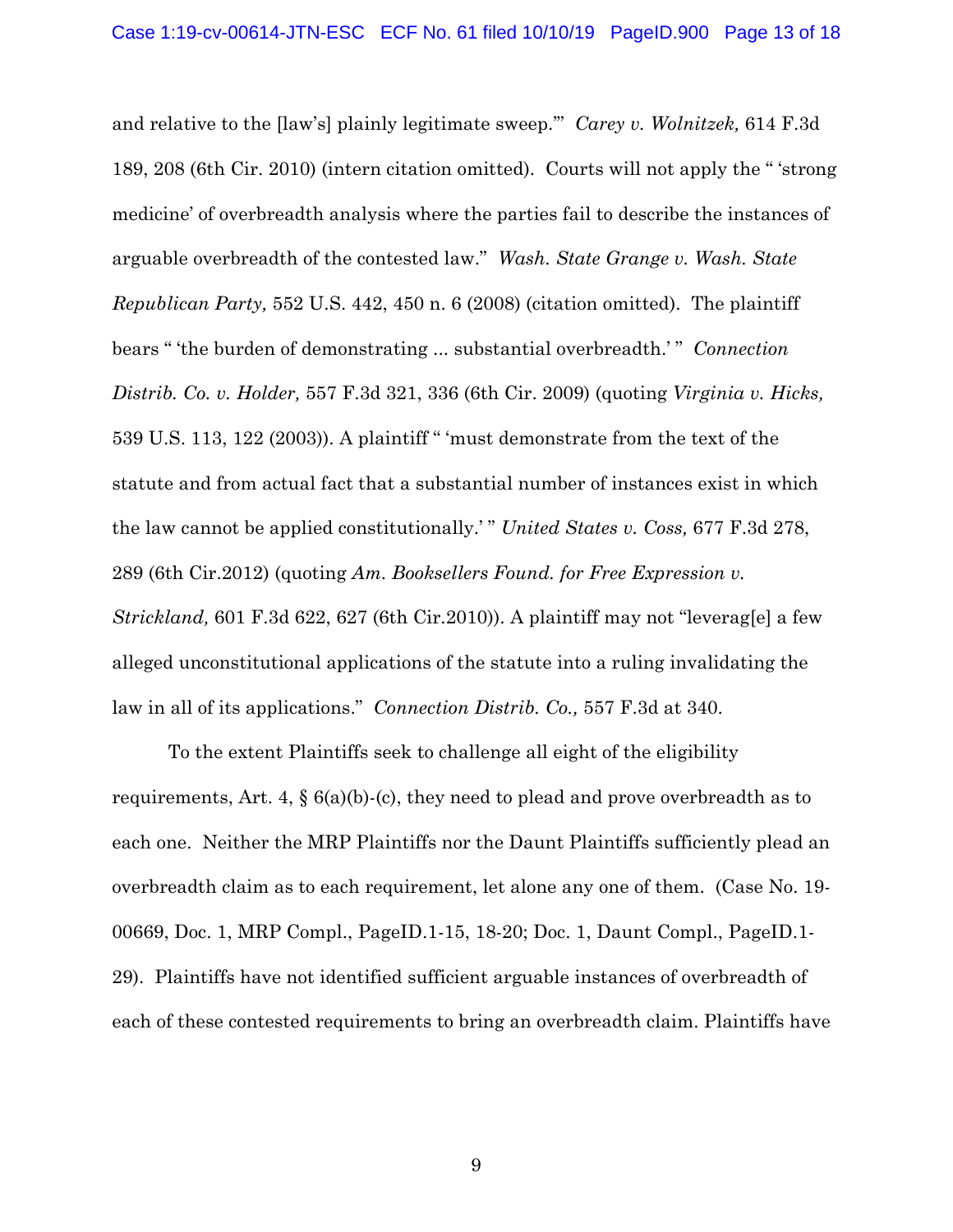and relative to the [law's] plainly legitimate sweep.'" *Carey v. Wolnitzek,* 614 F.3d 189, 208 (6th Cir. 2010) (intern citation omitted). Courts will not apply the " 'strong medicine' of overbreadth analysis where the parties fail to describe the instances of arguable overbreadth of the contested law." *Wash. State Grange v. Wash. State Republican Party,* 552 U.S. 442, 450 n. 6 (2008) (citation omitted). The plaintiff bears " 'the burden of demonstrating ... substantial overbreadth.' " *Connection Distrib. Co. v. Holder,* 557 F.3d 321, 336 (6th Cir. 2009) (quoting *Virginia v. Hicks,* 539 U.S. 113, 122 (2003)). A plaintiff " 'must demonstrate from the text of the statute and from actual fact that a substantial number of instances exist in which the law cannot be applied constitutionally.' " *United States v. Coss,* 677 F.3d 278, 289 (6th Cir.2012) (quoting *Am. Booksellers Found. for Free Expression v. Strickland,* 601 F.3d 622, 627 (6th Cir.2010)). A plaintiff may not "leverag[e] a few alleged unconstitutional applications of the statute into a ruling invalidating the law in all of its applications." *Connection Distrib. Co.,* 557 F.3d at 340.

To the extent Plaintiffs seek to challenge all eight of the eligibility requirements, Art. 4, § 6(a)(b)-(c), they need to plead and prove overbreadth as to each one. Neither the MRP Plaintiffs nor the Daunt Plaintiffs sufficiently plead an overbreadth claim as to each requirement, let alone any one of them. (Case No. 19-00669, Doc. 1, MRP Compl., PageID.1-15, 18-20; Doc. 1, Daunt Compl., PageID.1-29). Plaintiffs have not identified sufficient arguable instances of overbreadth of each of these contested requirements to bring an overbreadth claim. Plaintiffs have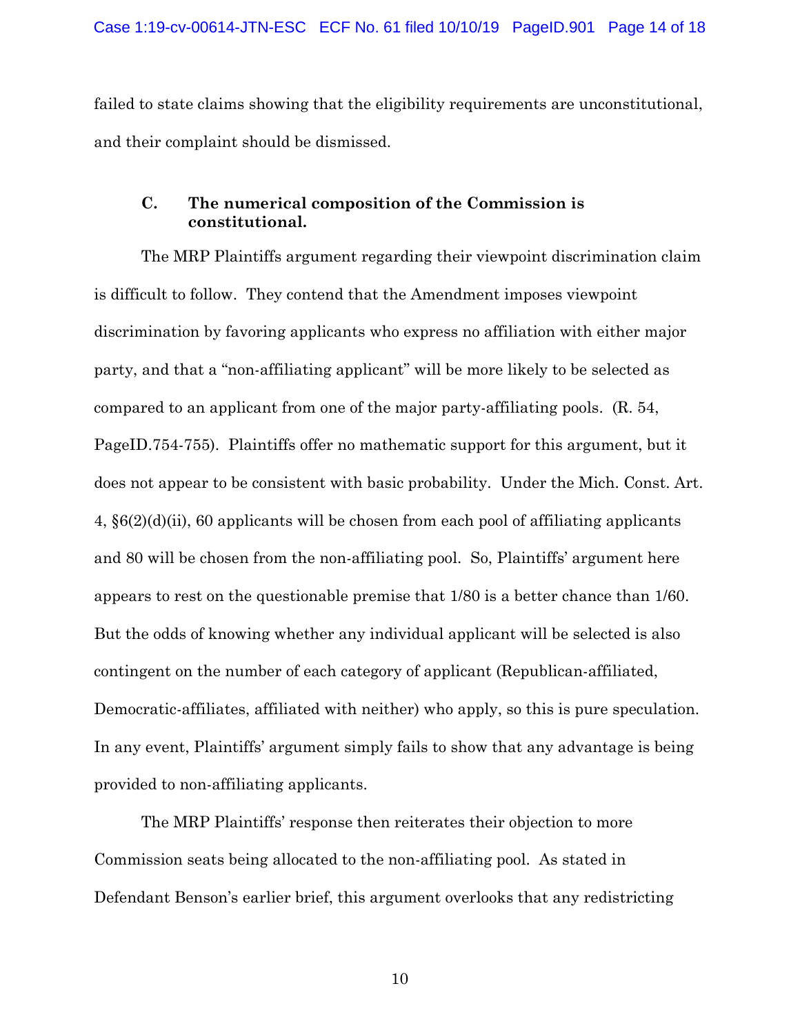failed to state claims showing that the eligibility requirements are unconstitutional, and their complaint should be dismissed.

### C. The numerical composition of the Commission is constitutional.

The MRP Plaintiffs argument regarding their viewpoint discrimination claim is difficult to follow. They contend that the Amendment imposes viewpoint discrimination by favoring applicants who express no affiliation with either major party, and that a "non-affiliating applicant" will be more likely to be selected as compared to an applicant from one of the major party-affiliating pools. (R. 54, PageID.754-755). Plaintiffs offer no mathematic support for this argument, but it does not appear to be consistent with basic probability. Under the Mich. Const. Art. 4, §6(2)(d)(ii), 60 applicants will be chosen from each pool of affiliating applicants and 80 will be chosen from the non-affiliating pool. So, Plaintiffs' argument here appears to rest on the questionable premise that 1/80 is a better chance than 1/60. But the odds of knowing whether any individual applicant will be selected is also contingent on the number of each category of applicant (Republican-affiliated, Democratic-affiliates, affiliated with neither) who apply, so this is pure speculation. In any event, Plaintiffs' argument simply fails to show that any advantage is being provided to non-affiliating applicants.

The MRP Plaintiffs' response then reiterates their objection to more Commission seats being allocated to the non-affiliating pool. As stated in Defendant Benson's earlier brief, this argument overlooks that any redistricting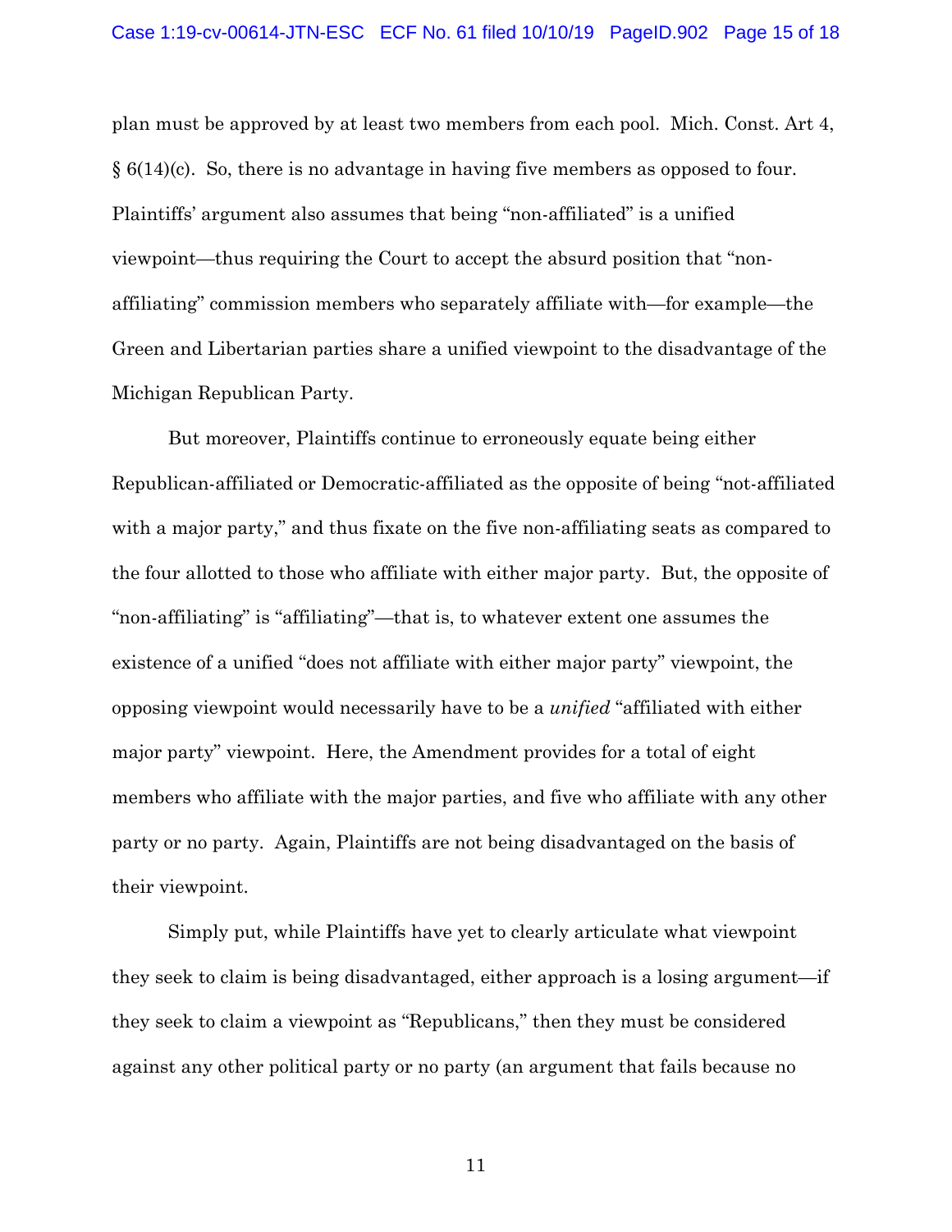plan must be approved by at least two members from each pool. Mich. Const. Art 4, § 6(14)(c). So, there is no advantage in having five members as opposed to four. Plaintiffs' argument also assumes that being "non-affiliated" is a unified viewpoint—thus requiring the Court to accept the absurd position that "non-affiliating" commission members who separately affiliate with—for example—the Green and Libertarian parties share a unified viewpoint to the disadvantage of the Michigan Republican Party.

But moreover, Plaintiffs continue to erroneously equate being either Republican-affiliated or Democratic-affiliated as the opposite of being "not-affiliated with a major party," and thus fixate on the five non-affiliating seats as compared to the four allotted to those who affiliate with either major party. But, the opposite of "non-affiliating" is "affiliating"—that is, to whatever extent one assumes the existence of a unified "does not affiliate with either major party" viewpoint, the opposing viewpoint would necessarily have to be a *unified* "affiliated with either major party" viewpoint. Here, the Amendment provides for a total of eight members who affiliate with the major parties, and five who affiliate with any other party or no party. Again, Plaintiffs are not being disadvantaged on the basis of their viewpoint.

Simply put, while Plaintiffs have yet to clearly articulate what viewpoint they seek to claim is being disadvantaged, either approach is a losing argument—if they seek to claim a viewpoint as "Republicans," then they must be considered against any other political party or no party (an argument that fails because no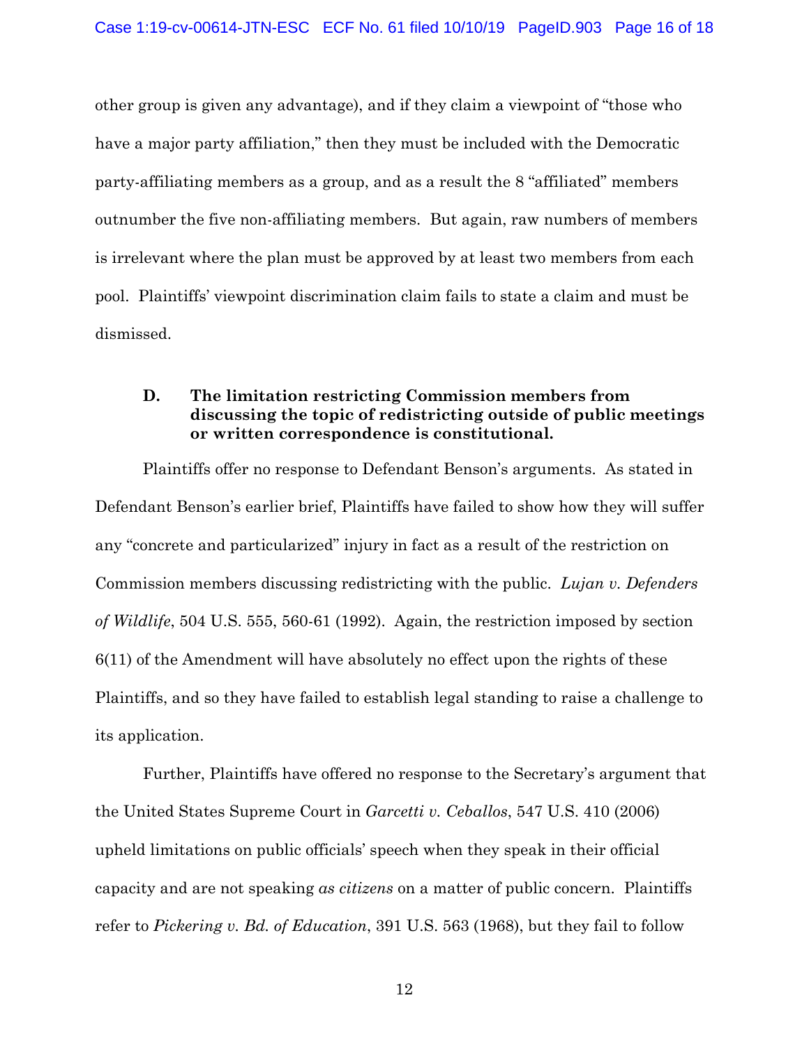other group is given any advantage), and if they claim a viewpoint of "those who have a major party affiliation," then they must be included with the Democratic party-affiliating members as a group, and as a result the 8 "affiliated" members outnumber the five non-affiliating members. But again, raw numbers of members is irrelevant where the plan must be approved by at least two members from each pool. Plaintiffs' viewpoint discrimination claim fails to state a claim and must be dismissed.

### D. The limitation restricting Commission members from discussing the topic of redistricting outside of public meetings or written correspondence is constitutional.

Plaintiffs offer no response to Defendant Benson's arguments. As stated in Defendant Benson's earlier brief, Plaintiffs have failed to show how they will suffer any "concrete and particularized" injury in fact as a result of the restriction on Commission members discussing redistricting with the public. *Lujan v. Defenders of Wildlife*, 504 U.S. 555, 560-61 (1992). Again, the restriction imposed by section 6(11) of the Amendment will have absolutely no effect upon the rights of these Plaintiffs, and so they have failed to establish legal standing to raise a challenge to its application.

Further, Plaintiffs have offered no response to the Secretary's argument that the United States Supreme Court in *Garcetti v. Ceballos*, 547 U.S. 410 (2006) upheld limitations on public officials' speech when they speak in their official capacity and are not speaking *as citizens* on a matter of public concern. Plaintiffs refer to *Pickering v. Bd. of Education*, 391 U.S. 563 (1968), but they fail to follow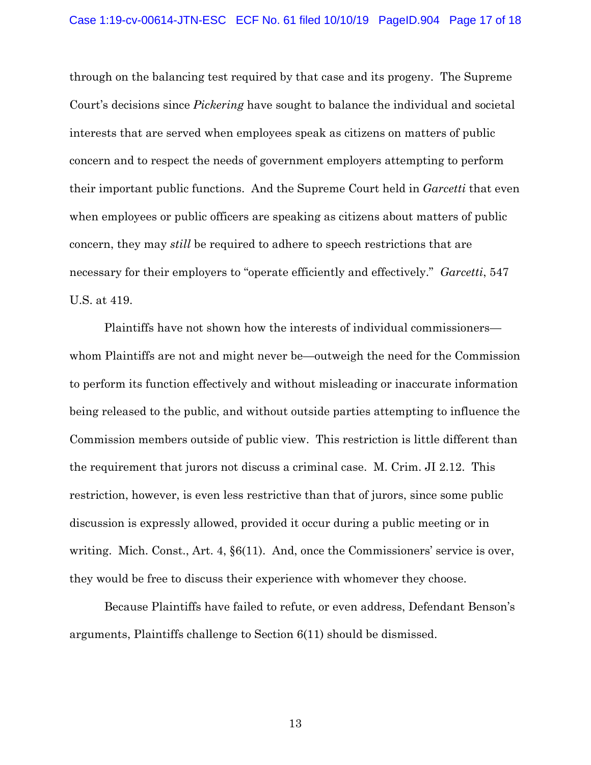through on the balancing test required by that case and its progeny. The Supreme Court's decisions since *Pickering* have sought to balance the individual and societal interests that are served when employees speak as citizens on matters of public concern and to respect the needs of government employers attempting to perform their important public functions. And the Supreme Court held in *Garcetti* that even when employees or public officers are speaking as citizens about matters of public concern, they may *still* be required to adhere to speech restrictions that are necessary for their employers to "operate efficiently and effectively." *Garcetti*, 547 U.S. at 419.

Plaintiffs have not shown how the interests of individual commissioners—whom Plaintiffs are not and might never be—outweigh the need for the Commission to perform its function effectively and without misleading or inaccurate information being released to the public, and without outside parties attempting to influence the Commission members outside of public view. This restriction is little different than the requirement that jurors not discuss a criminal case. M. Crim. JI 2.12. This restriction, however, is even less restrictive than that of jurors, since some public discussion is expressly allowed, provided it occur during a public meeting or in writing. Mich. Const., Art. 4, §6(11). And, once the Commissioners' service is over, they would be free to discuss their experience with whomever they choose.

Because Plaintiffs have failed to refute, or even address, Defendant Benson's arguments, Plaintiffs challenge to Section 6(11) should be dismissed.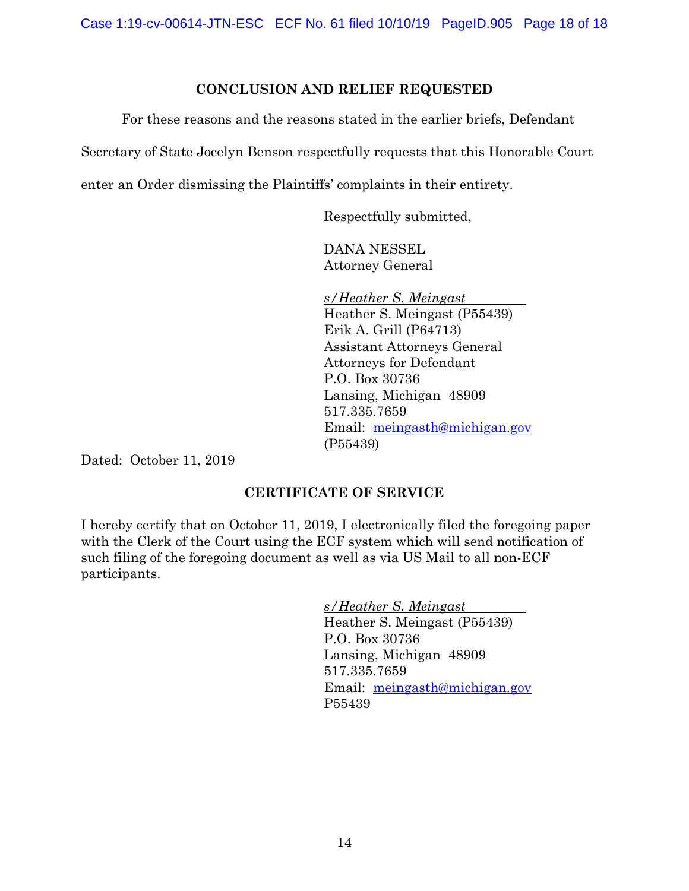## CONCLUSION AND RELIEF REQUESTED

For these reasons and the reasons stated in the earlier briefs, Defendant Secretary of State Jocelyn Benson respectfully requests that this Honorable Court enter an Order dismissing the Plaintiffs' complaints in their entirety.

Respectfully submitted,

DANA NESSEL
Attorney General

*s/Heather S. Meingast*
Heather S. Meingast (P55439)
Erik A. Grill (P64713)
Assistant Attorneys General
Attorneys for Defendant
P.O. Box 30736
Lansing, Michigan 48909
517.335.7659
Email: meingasth@michigan.gov
(P55439)

Dated: October 11, 2019

## CERTIFICATE OF SERVICE

I hereby certify that on October 11, 2019, I electronically filed the foregoing paper with the Clerk of the Court using the ECF system which will send notification of such filing of the foregoing document as well as via US Mail to all non-ECF participants.

*s/Heather S. Meingast*
Heather S. Meingast (P55439)
P.O. Box 30736
Lansing, Michigan 48909
517.335.7659
Email: meingasth@michigan.gov
P55439